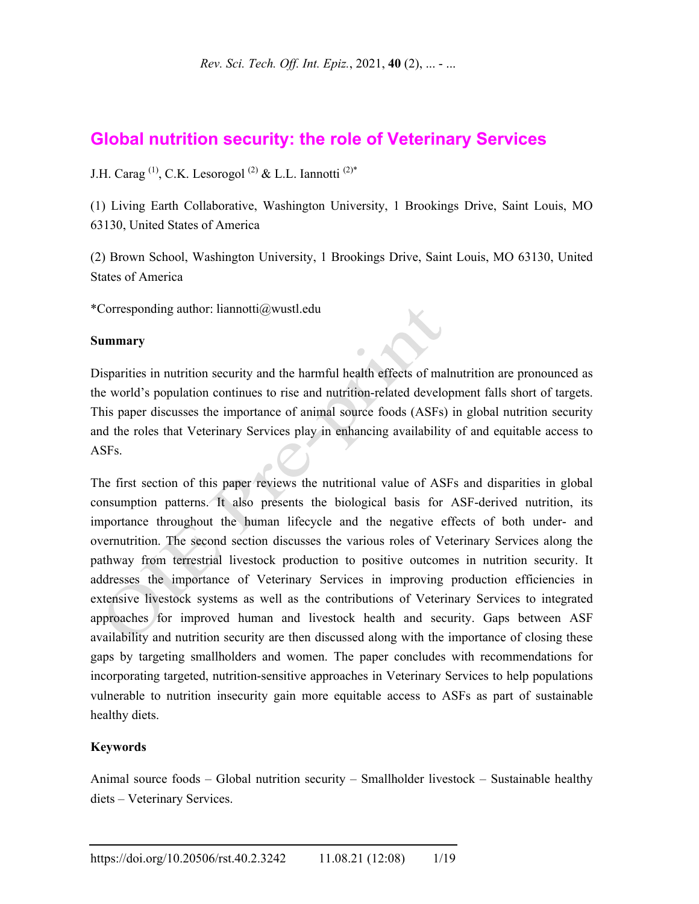# Global nutrition security: the role of Veterinary Services

J.H. Carag [(1)], C.K. Lesorogol [(2)] & L.L. Iannotti [(2)*]

(1) Living Earth Collaborative, Washington University, 1 Brookings Drive, Saint Louis, MO 63130, United States of America

(2) Brown School, Washington University, 1 Brookings Drive, Saint Louis, MO 63130, United States of America

*Corresponding author: liannotti@wustl.edu

**Summary**

Disparities in nutrition security and the harmful health effects of malnutrition are pronounced as the world's population continues to rise and nutrition-related development falls short of targets. This paper discusses the importance of animal source foods (ASFs) in global nutrition security and the roles that Veterinary Services play in enhancing availability of and equitable access to ASFs.

The first section of this paper reviews the nutritional value of ASFs and disparities in global consumption patterns. It also presents the biological basis for ASF-derived nutrition, its importance throughout the human lifecycle and the negative effects of both under- and overnutrition. The second section discusses the various roles of Veterinary Services along the pathway from terrestrial livestock production to positive outcomes in nutrition security. It addresses the importance of Veterinary Services in improving production efficiencies in extensive livestock systems as well as the contributions of Veterinary Services to integrated approaches for improved human and livestock health and security. Gaps between ASF availability and nutrition security are then discussed along with the importance of closing these gaps by targeting smallholders and women. The paper concludes with recommendations for incorporating targeted, nutrition-sensitive approaches in Veterinary Services to help populations vulnerable to nutrition insecurity gain more equitable access to ASFs as part of sustainable healthy diets.

**Keywords**

Animal source foods – Global nutrition security – Smallholder livestock – Sustainable healthy diets – Veterinary Services.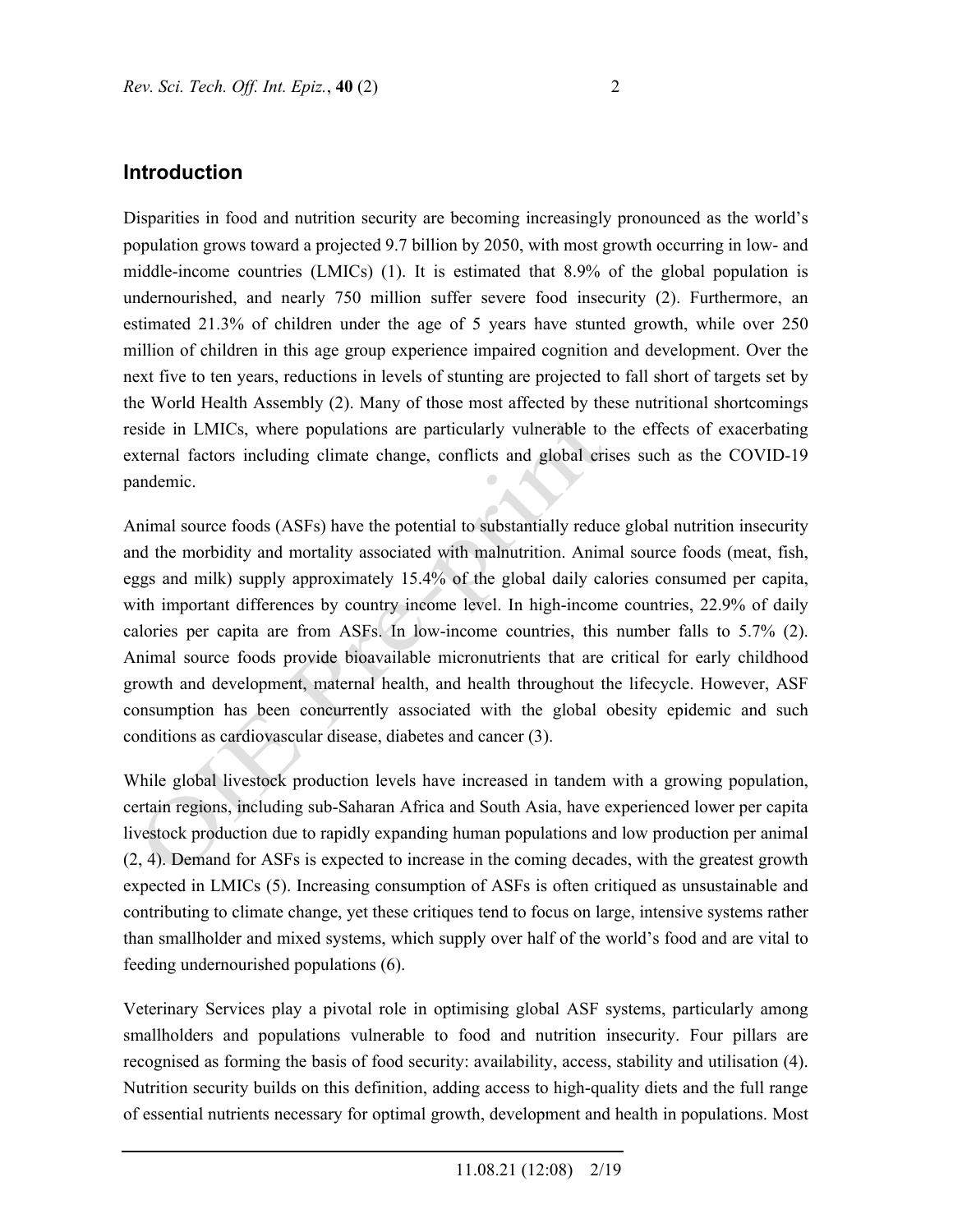## Introduction

Disparities in food and nutrition security are becoming increasingly pronounced as the world's population grows toward a projected 9.7 billion by 2050, with most growth occurring in low- and middle-income countries (LMICs) (1). It is estimated that 8.9% of the global population is undernourished, and nearly 750 million suffer severe food insecurity (2). Furthermore, an estimated 21.3% of children under the age of 5 years have stunted growth, while over 250 million of children in this age group experience impaired cognition and development. Over the next five to ten years, reductions in levels of stunting are projected to fall short of targets set by the World Health Assembly (2). Many of those most affected by these nutritional shortcomings reside in LMICs, where populations are particularly vulnerable to the effects of exacerbating external factors including climate change, conflicts and global crises such as the COVID-19 pandemic.

Animal source foods (ASFs) have the potential to substantially reduce global nutrition insecurity and the morbidity and mortality associated with malnutrition. Animal source foods (meat, fish, eggs and milk) supply approximately 15.4% of the global daily calories consumed per capita, with important differences by country income level. In high-income countries, 22.9% of daily calories per capita are from ASFs. In low-income countries, this number falls to 5.7% (2). Animal source foods provide bioavailable micronutrients that are critical for early childhood growth and development, maternal health, and health throughout the lifecycle. However, ASF consumption has been concurrently associated with the global obesity epidemic and such conditions as cardiovascular disease, diabetes and cancer (3).

While global livestock production levels have increased in tandem with a growing population, certain regions, including sub-Saharan Africa and South Asia, have experienced lower per capita livestock production due to rapidly expanding human populations and low production per animal (2, 4). Demand for ASFs is expected to increase in the coming decades, with the greatest growth expected in LMICs (5). Increasing consumption of ASFs is often critiqued as unsustainable and contributing to climate change, yet these critiques tend to focus on large, intensive systems rather than smallholder and mixed systems, which supply over half of the world's food and are vital to feeding undernourished populations (6).

Veterinary Services play a pivotal role in optimising global ASF systems, particularly among smallholders and populations vulnerable to food and nutrition insecurity. Four pillars are recognised as forming the basis of food security: availability, access, stability and utilisation (4). Nutrition security builds on this definition, adding access to high-quality diets and the full range of essential nutrients necessary for optimal growth, development and health in populations. Most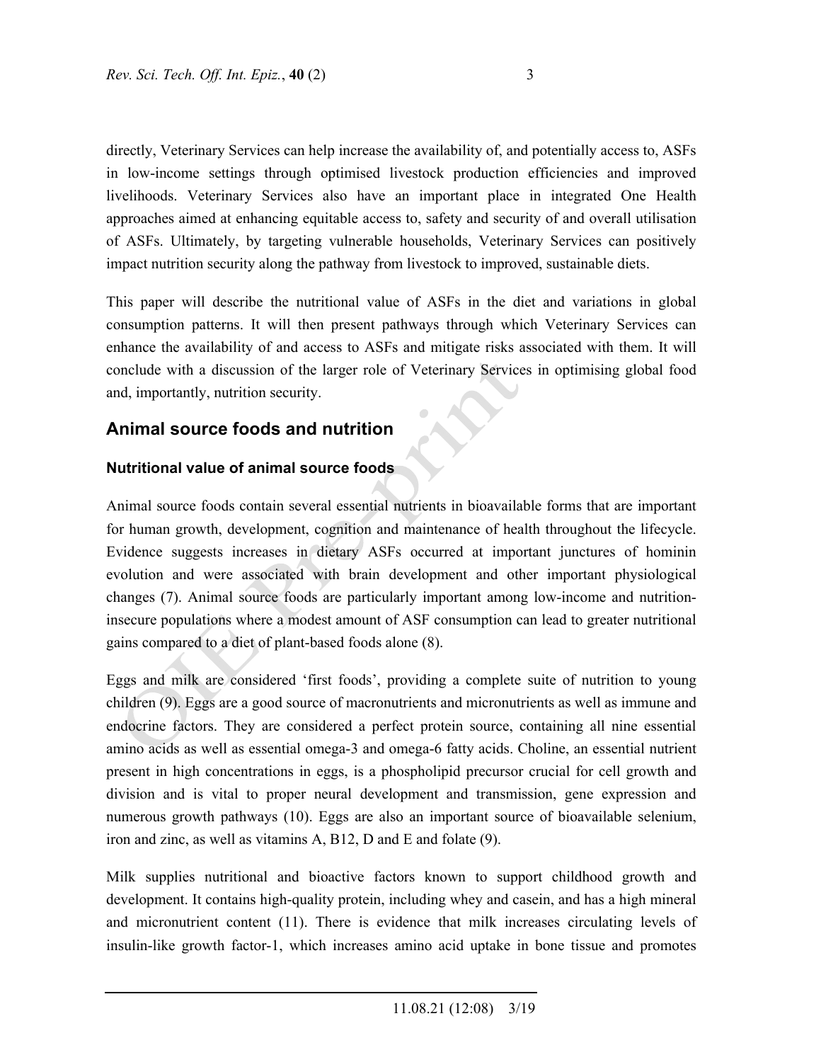directly, Veterinary Services can help increase the availability of, and potentially access to, ASFs in low-income settings through optimised livestock production efficiencies and improved livelihoods. Veterinary Services also have an important place in integrated One Health approaches aimed at enhancing equitable access to, safety and security of and overall utilisation of ASFs. Ultimately, by targeting vulnerable households, Veterinary Services can positively impact nutrition security along the pathway from livestock to improved, sustainable diets.

This paper will describe the nutritional value of ASFs in the diet and variations in global consumption patterns. It will then present pathways through which Veterinary Services can enhance the availability of and access to ASFs and mitigate risks associated with them. It will conclude with a discussion of the larger role of Veterinary Services in optimising global food and, importantly, nutrition security.

## Animal source foods and nutrition

### Nutritional value of animal source foods

Animal source foods contain several essential nutrients in bioavailable forms that are important for human growth, development, cognition and maintenance of health throughout the lifecycle. Evidence suggests increases in dietary ASFs occurred at important junctures of hominin evolution and were associated with brain development and other important physiological changes (7). Animal source foods are particularly important among low-income and nutrition-insecure populations where a modest amount of ASF consumption can lead to greater nutritional gains compared to a diet of plant-based foods alone (8).

Eggs and milk are considered 'first foods', providing a complete suite of nutrition to young children (9). Eggs are a good source of macronutrients and micronutrients as well as immune and endocrine factors. They are considered a perfect protein source, containing all nine essential amino acids as well as essential omega-3 and omega-6 fatty acids. Choline, an essential nutrient present in high concentrations in eggs, is a phospholipid precursor crucial for cell growth and division and is vital to proper neural development and transmission, gene expression and numerous growth pathways (10). Eggs are also an important source of bioavailable selenium, iron and zinc, as well as vitamins A, B12, D and E and folate (9).

Milk supplies nutritional and bioactive factors known to support childhood growth and development. It contains high-quality protein, including whey and casein, and has a high mineral and micronutrient content (11). There is evidence that milk increases circulating levels of insulin-like growth factor-1, which increases amino acid uptake in bone tissue and promotes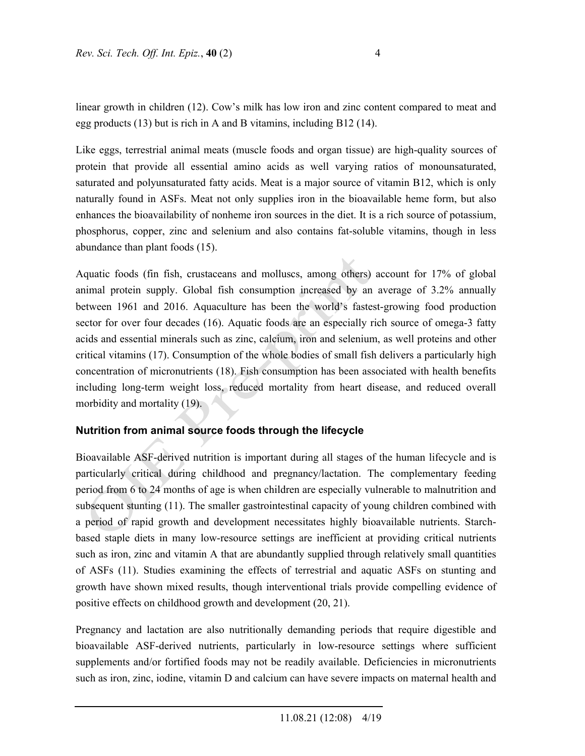linear growth in children (12). Cow's milk has low iron and zinc content compared to meat and egg products (13) but is rich in A and B vitamins, including B12 (14).

Like eggs, terrestrial animal meats (muscle foods and organ tissue) are high-quality sources of protein that provide all essential amino acids as well varying ratios of monounsaturated, saturated and polyunsaturated fatty acids. Meat is a major source of vitamin B12, which is only naturally found in ASFs. Meat not only supplies iron in the bioavailable heme form, but also enhances the bioavailability of nonheme iron sources in the diet. It is a rich source of potassium, phosphorus, copper, zinc and selenium and also contains fat-soluble vitamins, though in less abundance than plant foods (15).

Aquatic foods (fin fish, crustaceans and molluscs, among others) account for 17% of global animal protein supply. Global fish consumption increased by an average of 3.2% annually between 1961 and 2016. Aquaculture has been the world's fastest-growing food production sector for over four decades (16). Aquatic foods are an especially rich source of omega-3 fatty acids and essential minerals such as zinc, calcium, iron and selenium, as well proteins and other critical vitamins (17). Consumption of the whole bodies of small fish delivers a particularly high concentration of micronutrients (18). Fish consumption has been associated with health benefits including long-term weight loss, reduced mortality from heart disease, and reduced overall morbidity and mortality (19).

## Nutrition from animal source foods through the lifecycle

Bioavailable ASF-derived nutrition is important during all stages of the human lifecycle and is particularly critical during childhood and pregnancy/lactation. The complementary feeding period from 6 to 24 months of age is when children are especially vulnerable to malnutrition and subsequent stunting (11). The smaller gastrointestinal capacity of young children combined with a period of rapid growth and development necessitates highly bioavailable nutrients. Starch-based staple diets in many low-resource settings are inefficient at providing critical nutrients such as iron, zinc and vitamin A that are abundantly supplied through relatively small quantities of ASFs (11). Studies examining the effects of terrestrial and aquatic ASFs on stunting and growth have shown mixed results, though interventional trials provide compelling evidence of positive effects on childhood growth and development (20, 21).

Pregnancy and lactation are also nutritionally demanding periods that require digestible and bioavailable ASF-derived nutrients, particularly in low-resource settings where sufficient supplements and/or fortified foods may not be readily available. Deficiencies in micronutrients such as iron, zinc, iodine, vitamin D and calcium can have severe impacts on maternal health and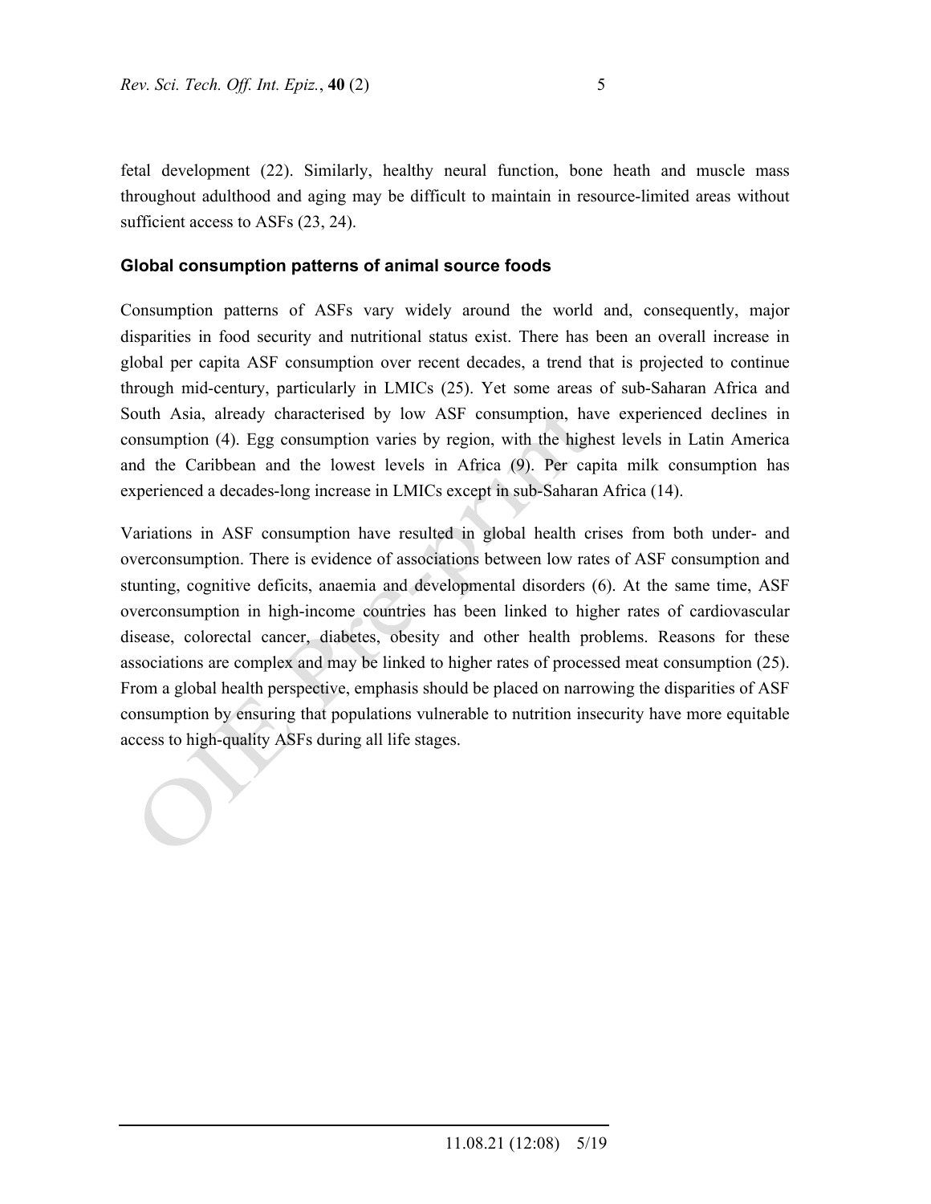fetal development (22). Similarly, healthy neural function, bone heath and muscle mass throughout adulthood and aging may be difficult to maintain in resource-limited areas without sufficient access to ASFs (23, 24).

## Global consumption patterns of animal source foods

Consumption patterns of ASFs vary widely around the world and, consequently, major disparities in food security and nutritional status exist. There has been an overall increase in global per capita ASF consumption over recent decades, a trend that is projected to continue through mid-century, particularly in LMICs (25). Yet some areas of sub-Saharan Africa and South Asia, already characterised by low ASF consumption, have experienced declines in consumption (4). Egg consumption varies by region, with the highest levels in Latin America and the Caribbean and the lowest levels in Africa (9). Per capita milk consumption has experienced a decades-long increase in LMICs except in sub-Saharan Africa (14).

Variations in ASF consumption have resulted in global health crises from both under- and overconsumption. There is evidence of associations between low rates of ASF consumption and stunting, cognitive deficits, anaemia and developmental disorders (6). At the same time, ASF overconsumption in high-income countries has been linked to higher rates of cardiovascular disease, colorectal cancer, diabetes, obesity and other health problems. Reasons for these associations are complex and may be linked to higher rates of processed meat consumption (25). From a global health perspective, emphasis should be placed on narrowing the disparities of ASF consumption by ensuring that populations vulnerable to nutrition insecurity have more equitable access to high-quality ASFs during all life stages.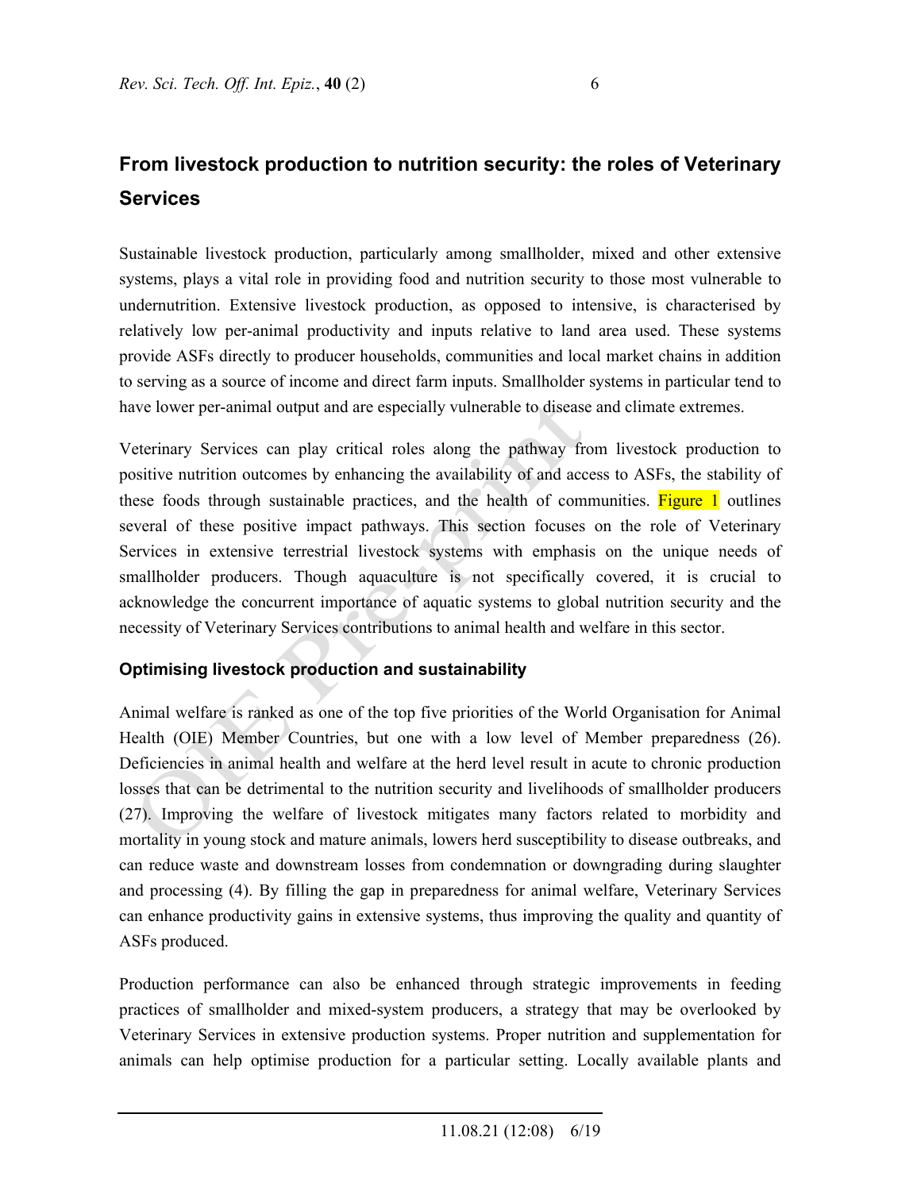## From livestock production to nutrition security: the roles of Veterinary Services

Sustainable livestock production, particularly among smallholder, mixed and other extensive systems, plays a vital role in providing food and nutrition security to those most vulnerable to undernutrition. Extensive livestock production, as opposed to intensive, is characterised by relatively low per-animal productivity and inputs relative to land area used. These systems provide ASFs directly to producer households, communities and local market chains in addition to serving as a source of income and direct farm inputs. Smallholder systems in particular tend to have lower per-animal output and are especially vulnerable to disease and climate extremes.

Veterinary Services can play critical roles along the pathway from livestock production to positive nutrition outcomes by enhancing the availability of and access to ASFs, the stability of these foods through sustainable practices, and the health of communities. Figure 1 outlines several of these positive impact pathways. This section focuses on the role of Veterinary Services in extensive terrestrial livestock systems with emphasis on the unique needs of smallholder producers. Though aquaculture is not specifically covered, it is crucial to acknowledge the concurrent importance of aquatic systems to global nutrition security and the necessity of Veterinary Services contributions to animal health and welfare in this sector.

### Optimising livestock production and sustainability

Animal welfare is ranked as one of the top five priorities of the World Organisation for Animal Health (OIE) Member Countries, but one with a low level of Member preparedness (26). Deficiencies in animal health and welfare at the herd level result in acute to chronic production losses that can be detrimental to the nutrition security and livelihoods of smallholder producers (27). Improving the welfare of livestock mitigates many factors related to morbidity and mortality in young stock and mature animals, lowers herd susceptibility to disease outbreaks, and can reduce waste and downstream losses from condemnation or downgrading during slaughter and processing (4). By filling the gap in preparedness for animal welfare, Veterinary Services can enhance productivity gains in extensive systems, thus improving the quality and quantity of ASFs produced.

Production performance can also be enhanced through strategic improvements in feeding practices of smallholder and mixed-system producers, a strategy that may be overlooked by Veterinary Services in extensive production systems. Proper nutrition and supplementation for animals can help optimise production for a particular setting. Locally available plants and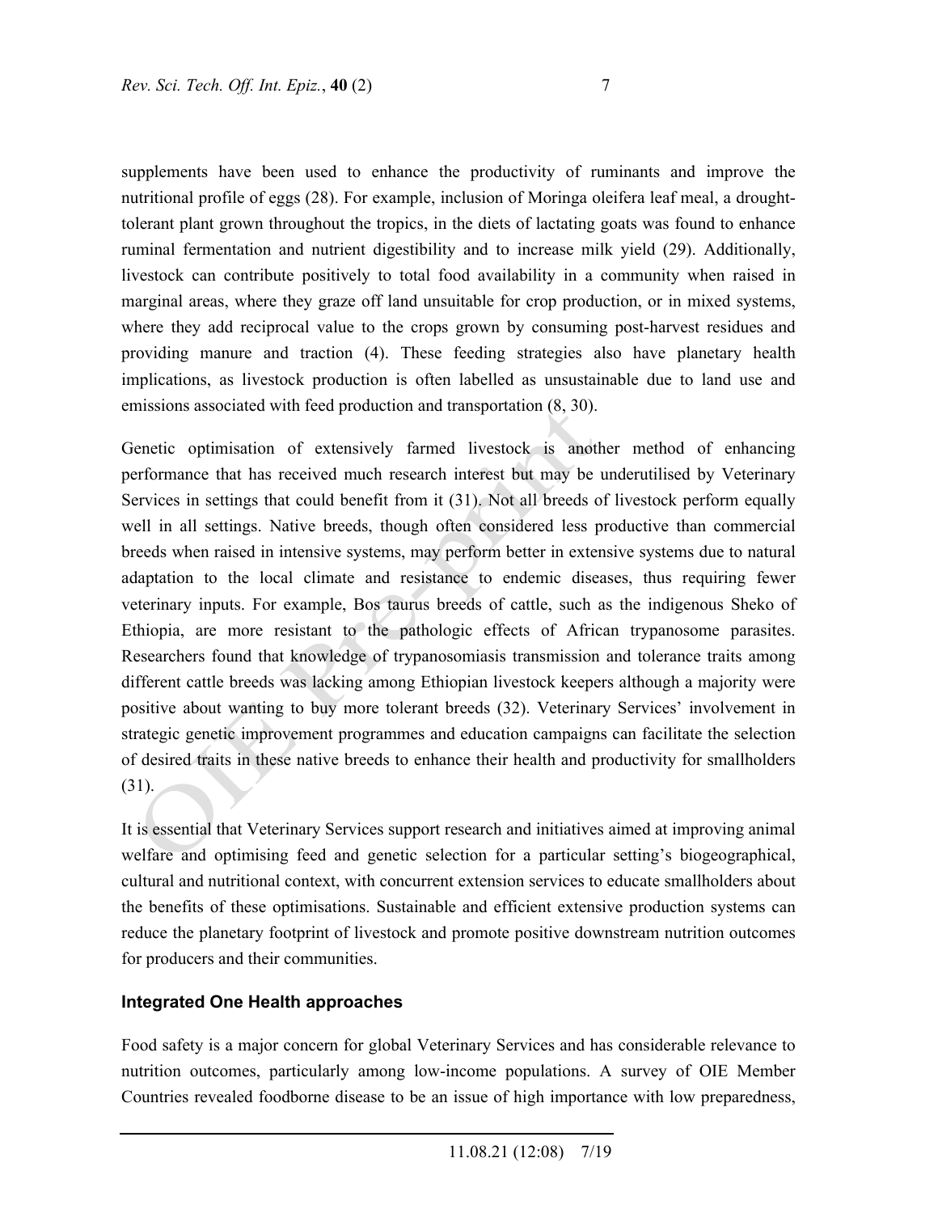supplements have been used to enhance the productivity of ruminants and improve the nutritional profile of eggs (28). For example, inclusion of Moringa oleifera leaf meal, a drought-tolerant plant grown throughout the tropics, in the diets of lactating goats was found to enhance ruminal fermentation and nutrient digestibility and to increase milk yield (29). Additionally, livestock can contribute positively to total food availability in a community when raised in marginal areas, where they graze off land unsuitable for crop production, or in mixed systems, where they add reciprocal value to the crops grown by consuming post-harvest residues and providing manure and traction (4). These feeding strategies also have planetary health implications, as livestock production is often labelled as unsustainable due to land use and emissions associated with feed production and transportation (8, 30).

Genetic optimisation of extensively farmed livestock is another method of enhancing performance that has received much research interest but may be underutilised by Veterinary Services in settings that could benefit from it (31). Not all breeds of livestock perform equally well in all settings. Native breeds, though often considered less productive than commercial breeds when raised in intensive systems, may perform better in extensive systems due to natural adaptation to the local climate and resistance to endemic diseases, thus requiring fewer veterinary inputs. For example, Bos taurus breeds of cattle, such as the indigenous Sheko of Ethiopia, are more resistant to the pathologic effects of African trypanosome parasites. Researchers found that knowledge of trypanosomiasis transmission and tolerance traits among different cattle breeds was lacking among Ethiopian livestock keepers although a majority were positive about wanting to buy more tolerant breeds (32). Veterinary Services' involvement in strategic genetic improvement programmes and education campaigns can facilitate the selection of desired traits in these native breeds to enhance their health and productivity for smallholders (31).

It is essential that Veterinary Services support research and initiatives aimed at improving animal welfare and optimising feed and genetic selection for a particular setting's biogeographical, cultural and nutritional context, with concurrent extension services to educate smallholders about the benefits of these optimisations. Sustainable and efficient extensive production systems can reduce the planetary footprint of livestock and promote positive downstream nutrition outcomes for producers and their communities.

## Integrated One Health approaches

Food safety is a major concern for global Veterinary Services and has considerable relevance to nutrition outcomes, particularly among low-income populations. A survey of OIE Member Countries revealed foodborne disease to be an issue of high importance with low preparedness,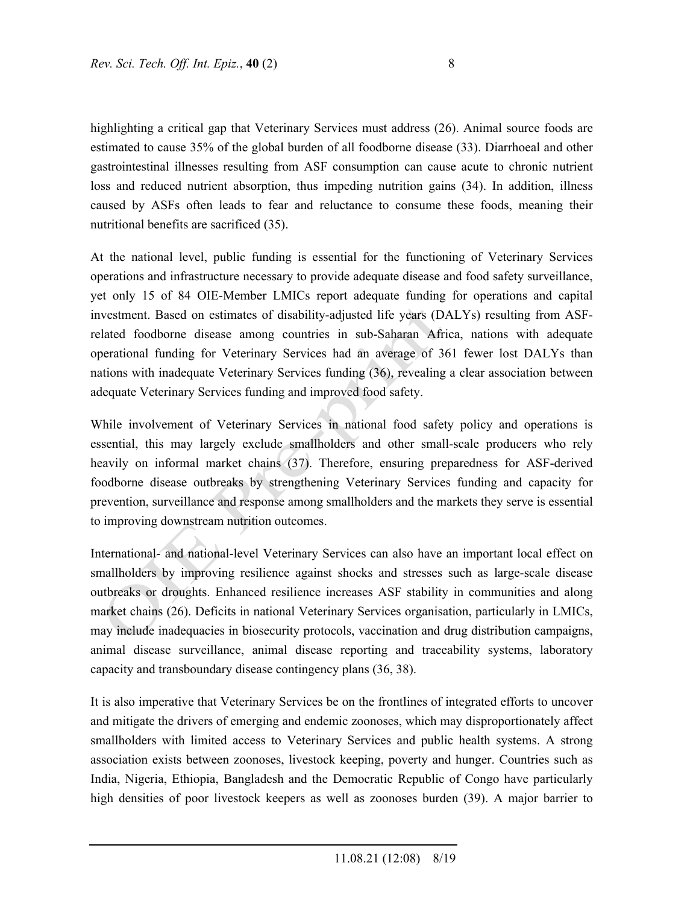highlighting a critical gap that Veterinary Services must address (26). Animal source foods are estimated to cause 35% of the global burden of all foodborne disease (33). Diarrhoeal and other gastrointestinal illnesses resulting from ASF consumption can cause acute to chronic nutrient loss and reduced nutrient absorption, thus impeding nutrition gains (34). In addition, illness caused by ASFs often leads to fear and reluctance to consume these foods, meaning their nutritional benefits are sacrificed (35).

At the national level, public funding is essential for the functioning of Veterinary Services operations and infrastructure necessary to provide adequate disease and food safety surveillance, yet only 15 of 84 OIE-Member LMICs report adequate funding for operations and capital investment. Based on estimates of disability-adjusted life years (DALYs) resulting from ASF-related foodborne disease among countries in sub-Saharan Africa, nations with adequate operational funding for Veterinary Services had an average of 361 fewer lost DALYs than nations with inadequate Veterinary Services funding (36), revealing a clear association between adequate Veterinary Services funding and improved food safety.

While involvement of Veterinary Services in national food safety policy and operations is essential, this may largely exclude smallholders and other small-scale producers who rely heavily on informal market chains (37). Therefore, ensuring preparedness for ASF-derived foodborne disease outbreaks by strengthening Veterinary Services funding and capacity for prevention, surveillance and response among smallholders and the markets they serve is essential to improving downstream nutrition outcomes.

International- and national-level Veterinary Services can also have an important local effect on smallholders by improving resilience against shocks and stresses such as large-scale disease outbreaks or droughts. Enhanced resilience increases ASF stability in communities and along market chains (26). Deficits in national Veterinary Services organisation, particularly in LMICs, may include inadequacies in biosecurity protocols, vaccination and drug distribution campaigns, animal disease surveillance, animal disease reporting and traceability systems, laboratory capacity and transboundary disease contingency plans (36, 38).

It is also imperative that Veterinary Services be on the frontlines of integrated efforts to uncover and mitigate the drivers of emerging and endemic zoonoses, which may disproportionately affect smallholders with limited access to Veterinary Services and public health systems. A strong association exists between zoonoses, livestock keeping, poverty and hunger. Countries such as India, Nigeria, Ethiopia, Bangladesh and the Democratic Republic of Congo have particularly high densities of poor livestock keepers as well as zoonoses burden (39). A major barrier to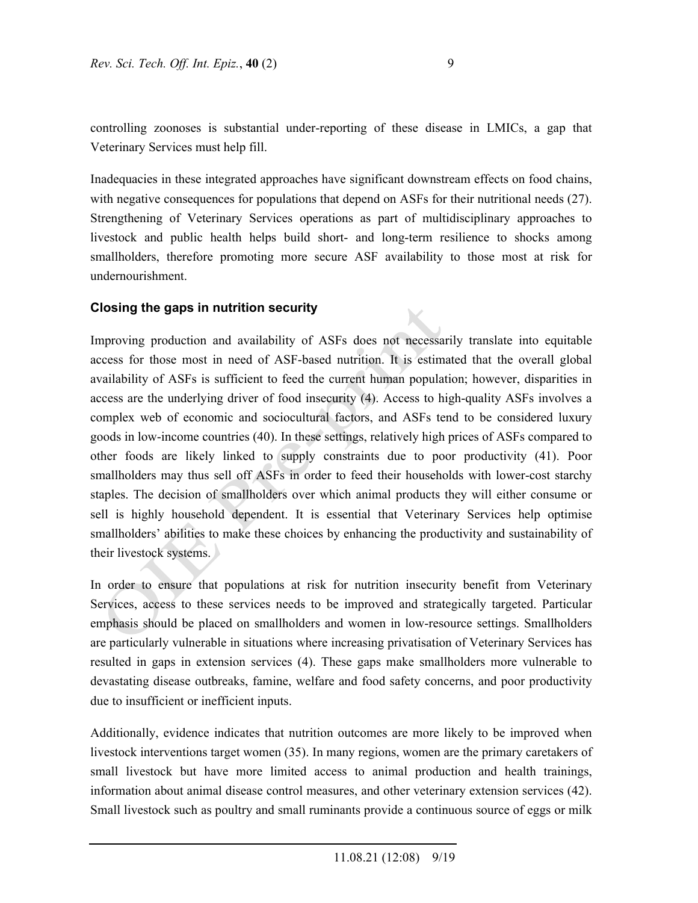controlling zoonoses is substantial under-reporting of these disease in LMICs, a gap that Veterinary Services must help fill.

Inadequacies in these integrated approaches have significant downstream effects on food chains, with negative consequences for populations that depend on ASFs for their nutritional needs (27). Strengthening of Veterinary Services operations as part of multidisciplinary approaches to livestock and public health helps build short- and long-term resilience to shocks among smallholders, therefore promoting more secure ASF availability to those most at risk for undernourishment.

### Closing the gaps in nutrition security

Improving production and availability of ASFs does not necessarily translate into equitable access for those most in need of ASF-based nutrition. It is estimated that the overall global availability of ASFs is sufficient to feed the current human population; however, disparities in access are the underlying driver of food insecurity (4). Access to high-quality ASFs involves a complex web of economic and sociocultural factors, and ASFs tend to be considered luxury goods in low-income countries (40). In these settings, relatively high prices of ASFs compared to other foods are likely linked to supply constraints due to poor productivity (41). Poor smallholders may thus sell off ASFs in order to feed their households with lower-cost starchy staples. The decision of smallholders over which animal products they will either consume or sell is highly household dependent. It is essential that Veterinary Services help optimise smallholders' abilities to make these choices by enhancing the productivity and sustainability of their livestock systems.

In order to ensure that populations at risk for nutrition insecurity benefit from Veterinary Services, access to these services needs to be improved and strategically targeted. Particular emphasis should be placed on smallholders and women in low-resource settings. Smallholders are particularly vulnerable in situations where increasing privatisation of Veterinary Services has resulted in gaps in extension services (4). These gaps make smallholders more vulnerable to devastating disease outbreaks, famine, welfare and food safety concerns, and poor productivity due to insufficient or inefficient inputs.

Additionally, evidence indicates that nutrition outcomes are more likely to be improved when livestock interventions target women (35). In many regions, women are the primary caretakers of small livestock but have more limited access to animal production and health trainings, information about animal disease control measures, and other veterinary extension services (42). Small livestock such as poultry and small ruminants provide a continuous source of eggs or milk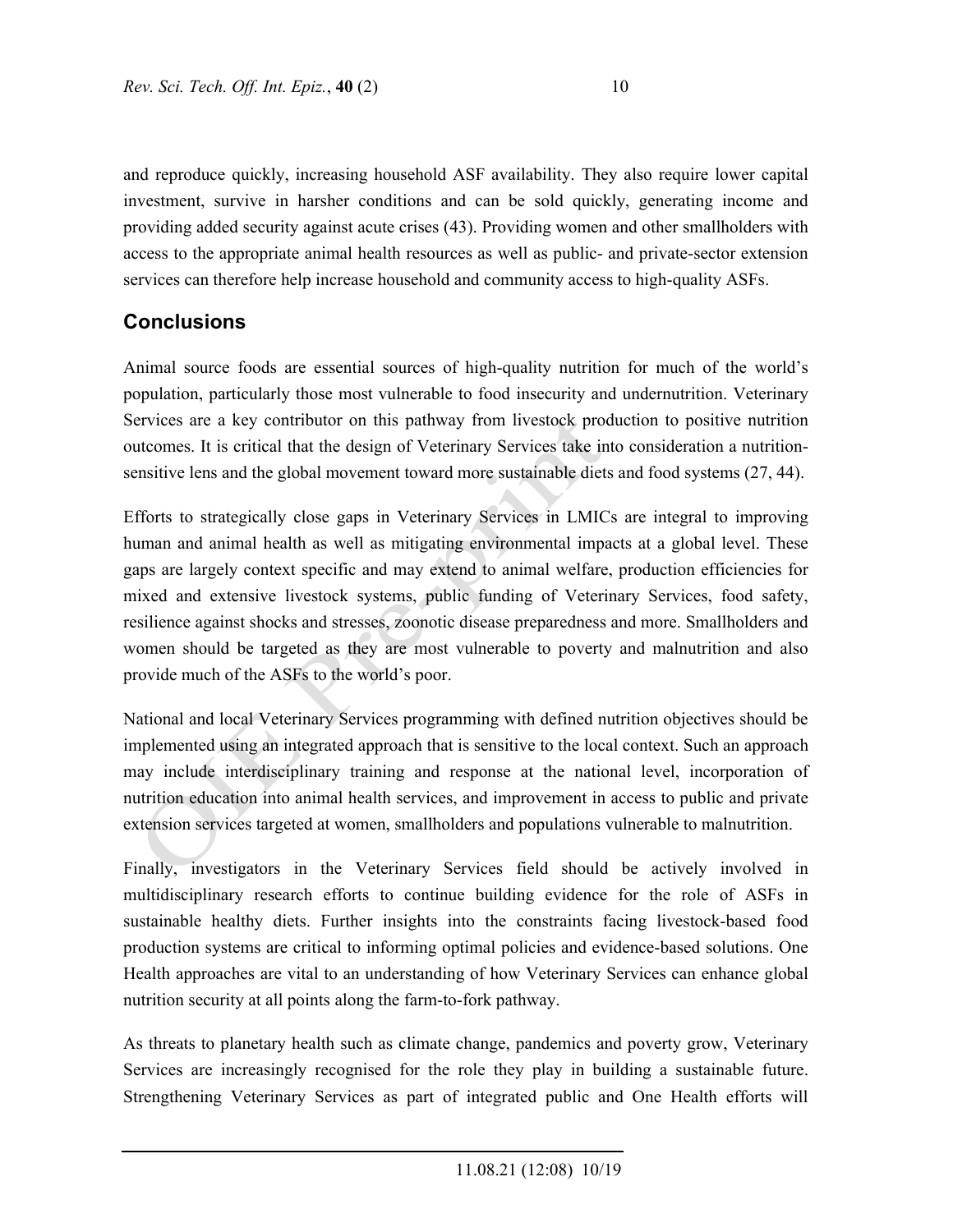and reproduce quickly, increasing household ASF availability. They also require lower capital investment, survive in harsher conditions and can be sold quickly, generating income and providing added security against acute crises (43). Providing women and other smallholders with access to the appropriate animal health resources as well as public- and private-sector extension services can therefore help increase household and community access to high-quality ASFs.

## Conclusions

Animal source foods are essential sources of high-quality nutrition for much of the world's population, particularly those most vulnerable to food insecurity and undernutrition. Veterinary Services are a key contributor on this pathway from livestock production to positive nutrition outcomes. It is critical that the design of Veterinary Services take into consideration a nutrition-sensitive lens and the global movement toward more sustainable diets and food systems (27, 44).

Efforts to strategically close gaps in Veterinary Services in LMICs are integral to improving human and animal health as well as mitigating environmental impacts at a global level. These gaps are largely context specific and may extend to animal welfare, production efficiencies for mixed and extensive livestock systems, public funding of Veterinary Services, food safety, resilience against shocks and stresses, zoonotic disease preparedness and more. Smallholders and women should be targeted as they are most vulnerable to poverty and malnutrition and also provide much of the ASFs to the world's poor.

National and local Veterinary Services programming with defined nutrition objectives should be implemented using an integrated approach that is sensitive to the local context. Such an approach may include interdisciplinary training and response at the national level, incorporation of nutrition education into animal health services, and improvement in access to public and private extension services targeted at women, smallholders and populations vulnerable to malnutrition.

Finally, investigators in the Veterinary Services field should be actively involved in multidisciplinary research efforts to continue building evidence for the role of ASFs in sustainable healthy diets. Further insights into the constraints facing livestock-based food production systems are critical to informing optimal policies and evidence-based solutions. One Health approaches are vital to an understanding of how Veterinary Services can enhance global nutrition security at all points along the farm-to-fork pathway.

As threats to planetary health such as climate change, pandemics and poverty grow, Veterinary Services are increasingly recognised for the role they play in building a sustainable future. Strengthening Veterinary Services as part of integrated public and One Health efforts will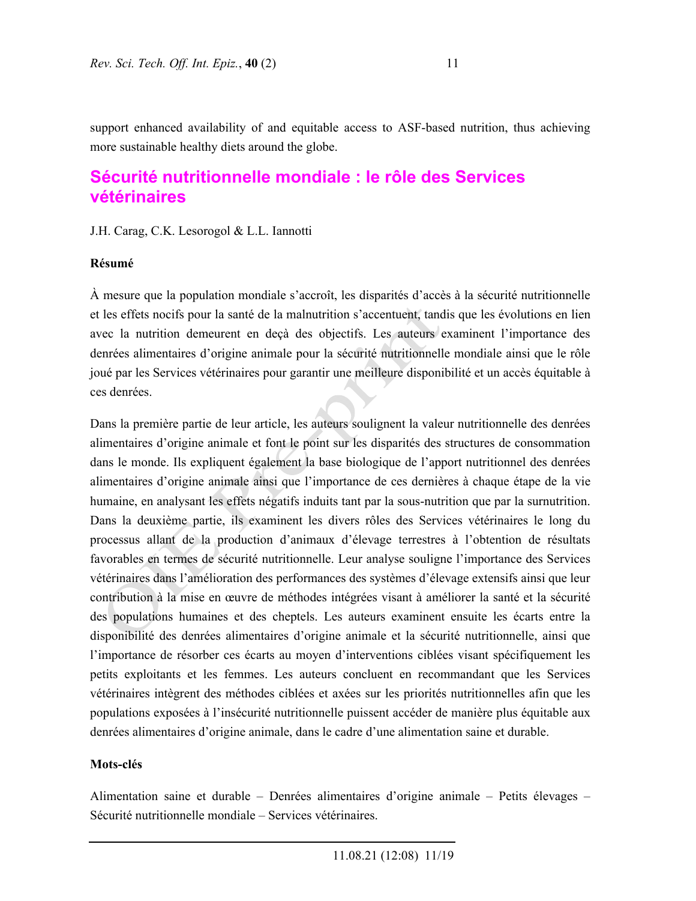support enhanced availability of and equitable access to ASF-based nutrition, thus achieving more sustainable healthy diets around the globe.

## Sécurité nutritionnelle mondiale : le rôle des Services vétérinaires

J.H. Carag, C.K. Lesorogol & L.L. Iannotti

**Résumé**

À mesure que la population mondiale s'accroît, les disparités d'accès à la sécurité nutritionnelle et les effets nocifs pour la santé de la malnutrition s'accentuent, tandis que les évolutions en lien avec la nutrition demeurent en deçà des objectifs. Les auteurs examinent l'importance des denrées alimentaires d'origine animale pour la sécurité nutritionnelle mondiale ainsi que le rôle joué par les Services vétérinaires pour garantir une meilleure disponibilité et un accès équitable à ces denrées.

Dans la première partie de leur article, les auteurs soulignent la valeur nutritionnelle des denrées alimentaires d'origine animale et font le point sur les disparités des structures de consommation dans le monde. Ils expliquent également la base biologique de l'apport nutritionnel des denrées alimentaires d'origine animale ainsi que l'importance de ces dernières à chaque étape de la vie humaine, en analysant les effets négatifs induits tant par la sous-nutrition que par la surnutrition. Dans la deuxième partie, ils examinent les divers rôles des Services vétérinaires le long du processus allant de la production d'animaux d'élevage terrestres à l'obtention de résultats favorables en termes de sécurité nutritionnelle. Leur analyse souligne l'importance des Services vétérinaires dans l'amélioration des performances des systèmes d'élevage extensifs ainsi que leur contribution à la mise en œuvre de méthodes intégrées visant à améliorer la santé et la sécurité des populations humaines et des cheptels. Les auteurs examinent ensuite les écarts entre la disponibilité des denrées alimentaires d'origine animale et la sécurité nutritionnelle, ainsi que l'importance de résorber ces écarts au moyen d'interventions ciblées visant spécifiquement les petits exploitants et les femmes. Les auteurs concluent en recommandant que les Services vétérinaires intègrent des méthodes ciblées et axées sur les priorités nutritionnelles afin que les populations exposées à l'insécurité nutritionnelle puissent accéder de manière plus équitable aux denrées alimentaires d'origine animale, dans le cadre d'une alimentation saine et durable.

**Mots-clés**

Alimentation saine et durable – Denrées alimentaires d'origine animale – Petits élevages – Sécurité nutritionnelle mondiale – Services vétérinaires.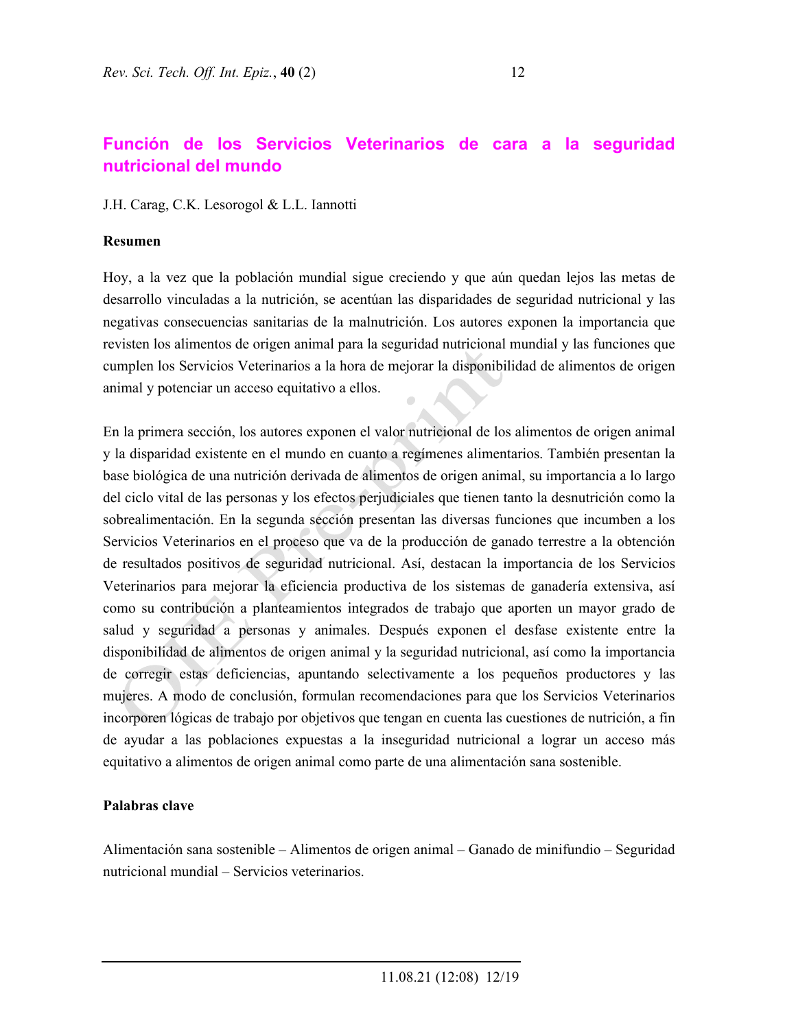## Función de los Servicios Veterinarios de cara a la seguridad nutricional del mundo

J.H. Carag, C.K. Lesorogol & L.L. Iannotti

**Resumen**

Hoy, a la vez que la población mundial sigue creciendo y que aún quedan lejos las metas de desarrollo vinculadas a la nutrición, se acentúan las disparidades de seguridad nutricional y las negativas consecuencias sanitarias de la malnutrición. Los autores exponen la importancia que revisten los alimentos de origen animal para la seguridad nutricional mundial y las funciones que cumplen los Servicios Veterinarios a la hora de mejorar la disponibilidad de alimentos de origen animal y potenciar un acceso equitativo a ellos.

En la primera sección, los autores exponen el valor nutricional de los alimentos de origen animal y la disparidad existente en el mundo en cuanto a regímenes alimentarios. También presentan la base biológica de una nutrición derivada de alimentos de origen animal, su importancia a lo largo del ciclo vital de las personas y los efectos perjudiciales que tienen tanto la desnutrición como la sobrealimentación. En la segunda sección presentan las diversas funciones que incumben a los Servicios Veterinarios en el proceso que va de la producción de ganado terrestre a la obtención de resultados positivos de seguridad nutricional. Así, destacan la importancia de los Servicios Veterinarios para mejorar la eficiencia productiva de los sistemas de ganadería extensiva, así como su contribución a planteamientos integrados de trabajo que aporten un mayor grado de salud y seguridad a personas y animales. Después exponen el desfase existente entre la disponibilidad de alimentos de origen animal y la seguridad nutricional, así como la importancia de corregir estas deficiencias, apuntando selectivamente a los pequeños productores y las mujeres. A modo de conclusión, formulan recomendaciones para que los Servicios Veterinarios incorporen lógicas de trabajo por objetivos que tengan en cuenta las cuestiones de nutrición, a fin de ayudar a las poblaciones expuestas a la inseguridad nutricional a lograr un acceso más equitativo a alimentos de origen animal como parte de una alimentación sana sostenible.

**Palabras clave**

Alimentación sana sostenible – Alimentos de origen animal – Ganado de minifundio – Seguridad nutricional mundial – Servicios veterinarios.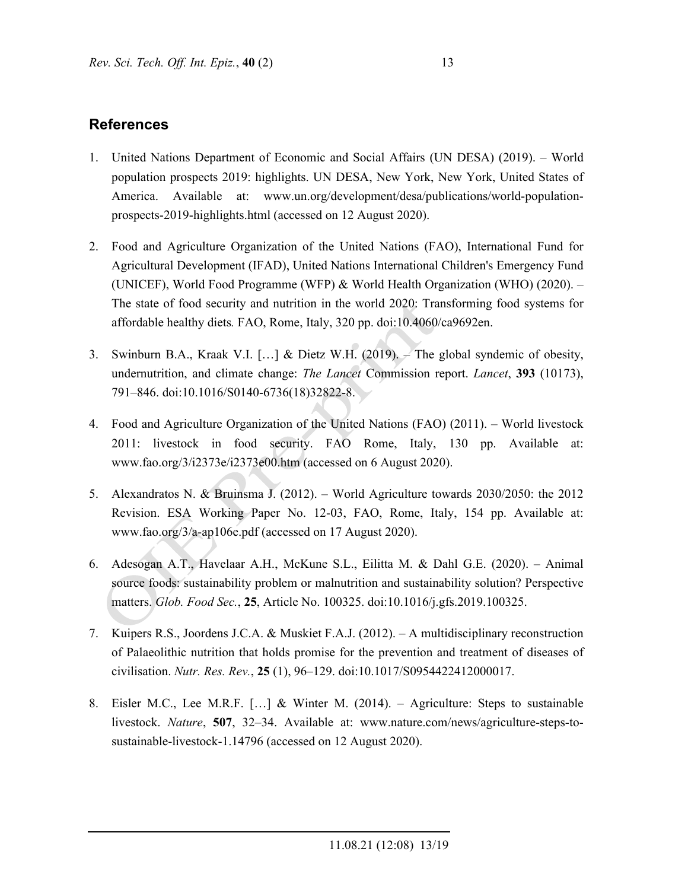## References

1. United Nations Department of Economic and Social Affairs (UN DESA) (2019). – World population prospects 2019: highlights. UN DESA, New York, New York, United States of America. Available at: www.un.org/development/desa/publications/world-population-prospects-2019-highlights.html (accessed on 12 August 2020).

2. Food and Agriculture Organization of the United Nations (FAO), International Fund for Agricultural Development (IFAD), United Nations International Children's Emergency Fund (UNICEF), World Food Programme (WFP) & World Health Organization (WHO) (2020). – The state of food security and nutrition in the world 2020: Transforming food systems for affordable healthy diets. FAO, Rome, Italy, 320 pp. doi:10.4060/ca9692en.

3. Swinburn B.A., Kraak V.I. […] & Dietz W.H. (2019). – The global syndemic of obesity, undernutrition, and climate change: *The Lancet* Commission report. *Lancet*, **393** (10173), 791–846. doi:10.1016/S0140-6736(18)32822-8.

4. Food and Agriculture Organization of the United Nations (FAO) (2011). – World livestock 2011: livestock in food security. FAO Rome, Italy, 130 pp. Available at: www.fao.org/3/i2373e/i2373e00.htm (accessed on 6 August 2020).

5. Alexandratos N. & Bruinsma J. (2012). – World Agriculture towards 2030/2050: the 2012 Revision. ESA Working Paper No. 12-03, FAO, Rome, Italy, 154 pp. Available at: www.fao.org/3/a-ap106e.pdf (accessed on 17 August 2020).

6. Adesogan A.T., Havelaar A.H., McKune S.L., Eilitta M. & Dahl G.E. (2020). – Animal source foods: sustainability problem or malnutrition and sustainability solution? Perspective matters. *Glob. Food Sec.*, **25**, Article No. 100325. doi:10.1016/j.gfs.2019.100325.

7. Kuipers R.S., Joordens J.C.A. & Muskiet F.A.J. (2012). – A multidisciplinary reconstruction of Palaeolithic nutrition that holds promise for the prevention and treatment of diseases of civilisation. *Nutr. Res. Rev.*, **25** (1), 96–129. doi:10.1017/S0954422412000017.

8. Eisler M.C., Lee M.R.F. […] & Winter M. (2014). – Agriculture: Steps to sustainable livestock. *Nature*, **507**, 32–34. Available at: www.nature.com/news/agriculture-steps-to-sustainable-livestock-1.14796 (accessed on 12 August 2020).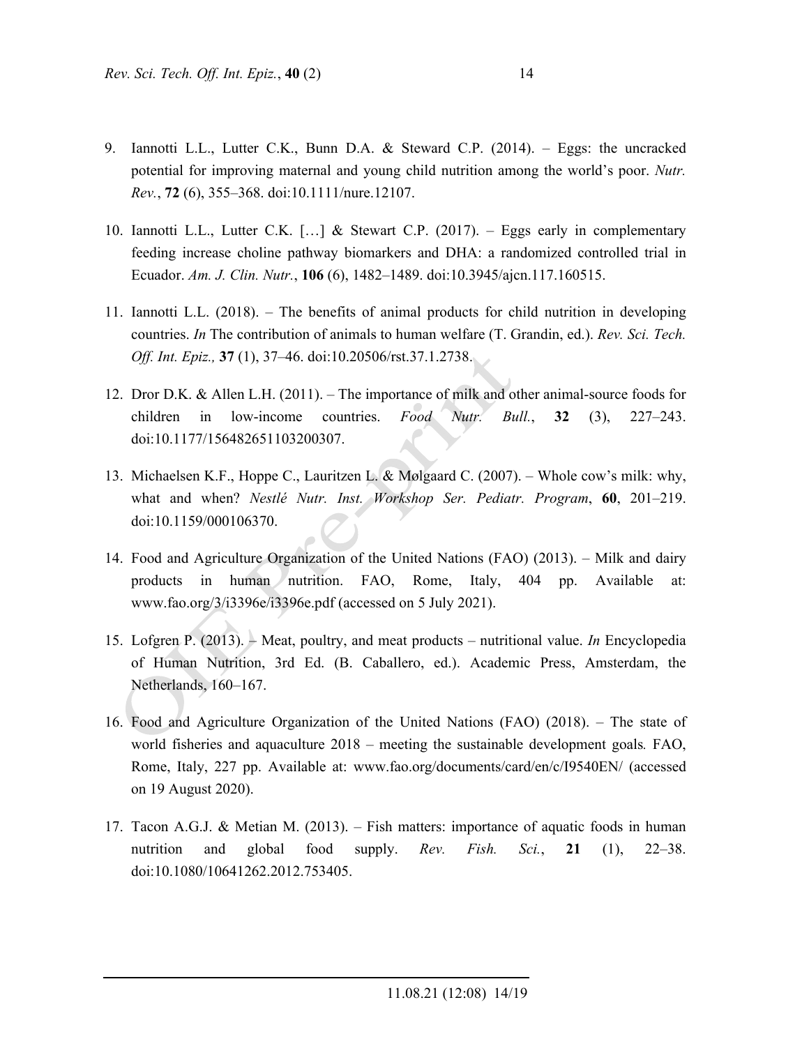9. Iannotti L.L., Lutter C.K., Bunn D.A. & Steward C.P. (2014). – Eggs: the uncracked potential for improving maternal and young child nutrition among the world's poor. *Nutr. Rev.*, **72** (6), 355–368. doi:10.1111/nure.12107.

10. Iannotti L.L., Lutter C.K. […] & Stewart C.P. (2017). – Eggs early in complementary feeding increase choline pathway biomarkers and DHA: a randomized controlled trial in Ecuador. *Am. J. Clin. Nutr.*, **106** (6), 1482–1489. doi:10.3945/ajcn.117.160515.

11. Iannotti L.L. (2018). – The benefits of animal products for child nutrition in developing countries. *In* The contribution of animals to human welfare (T. Grandin, ed.). *Rev. Sci. Tech. Off. Int. Epiz.,* **37** (1), 37–46. doi:10.20506/rst.37.1.2738.

12. Dror D.K. & Allen L.H. (2011). – The importance of milk and other animal-source foods for children in low-income countries. *Food Nutr. Bull.*, **32** (3), 227–243. doi:10.1177/156482651103200307.

13. Michaelsen K.F., Hoppe C., Lauritzen L. & Mølgaard C. (2007). – Whole cow's milk: why, what and when? *Nestlé Nutr. Inst. Workshop Ser. Pediatr. Program*, **60**, 201–219. doi:10.1159/000106370.

14. Food and Agriculture Organization of the United Nations (FAO) (2013). – Milk and dairy products in human nutrition. FAO, Rome, Italy, 404 pp. Available at: www.fao.org/3/i3396e/i3396e.pdf (accessed on 5 July 2021).

15. Lofgren P. (2013). – Meat, poultry, and meat products – nutritional value. *In* Encyclopedia of Human Nutrition, 3rd Ed. (B. Caballero, ed.). Academic Press, Amsterdam, the Netherlands, 160–167.

16. Food and Agriculture Organization of the United Nations (FAO) (2018). – The state of world fisheries and aquaculture 2018 – meeting the sustainable development goals*.* FAO, Rome, Italy, 227 pp. Available at: www.fao.org/documents/card/en/c/I9540EN/ (accessed on 19 August 2020).

17. Tacon A.G.J. & Metian M. (2013). – Fish matters: importance of aquatic foods in human nutrition and global food supply. *Rev. Fish. Sci.*, **21** (1), 22–38. doi:10.1080/10641262.2012.753405.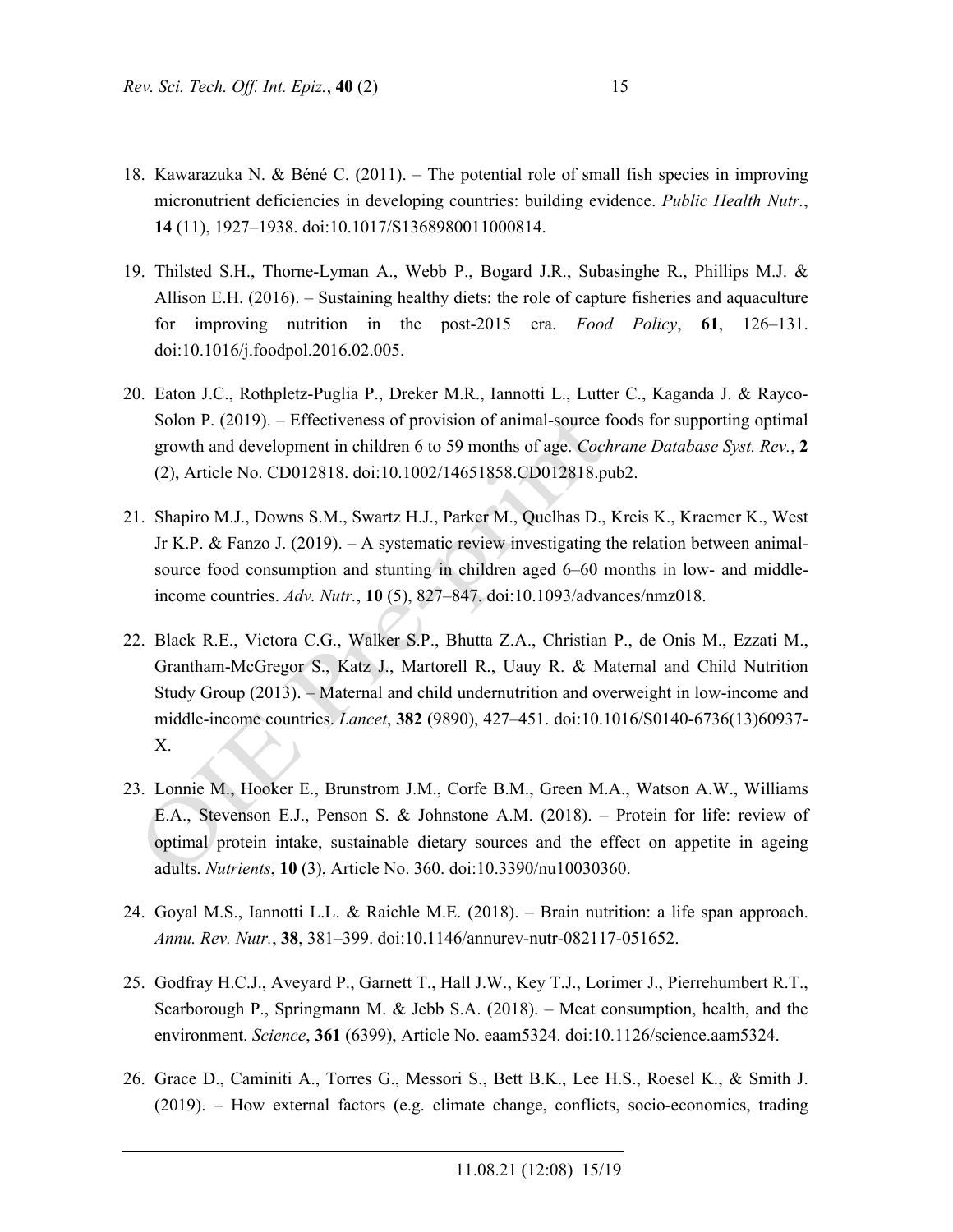18. Kawarazuka N. & Béné C. (2011). – The potential role of small fish species in improving micronutrient deficiencies in developing countries: building evidence. *Public Health Nutr.*, **14** (11), 1927–1938. doi:10.1017/S1368980011000814.

19. Thilsted S.H., Thorne-Lyman A., Webb P., Bogard J.R., Subasinghe R., Phillips M.J. & Allison E.H. (2016). – Sustaining healthy diets: the role of capture fisheries and aquaculture for improving nutrition in the post-2015 era. *Food Policy*, **61**, 126–131. doi:10.1016/j.foodpol.2016.02.005.

20. Eaton J.C., Rothpletz-Puglia P., Dreker M.R., Iannotti L., Lutter C., Kaganda J. & Rayco-Solon P. (2019). – Effectiveness of provision of animal-source foods for supporting optimal growth and development in children 6 to 59 months of age. *Cochrane Database Syst. Rev.*, **2** (2), Article No. CD012818. doi:10.1002/14651858.CD012818.pub2.

21. Shapiro M.J., Downs S.M., Swartz H.J., Parker M., Quelhas D., Kreis K., Kraemer K., West Jr K.P. & Fanzo J. (2019). – A systematic review investigating the relation between animal-source food consumption and stunting in children aged 6–60 months in low- and middle-income countries. *Adv. Nutr.*, **10** (5), 827–847. doi:10.1093/advances/nmz018.

22. Black R.E., Victora C.G., Walker S.P., Bhutta Z.A., Christian P., de Onis M., Ezzati M., Grantham-McGregor S., Katz J., Martorell R., Uauy R. & Maternal and Child Nutrition Study Group (2013). – Maternal and child undernutrition and overweight in low-income and middle-income countries. *Lancet*, **382** (9890), 427–451. doi:10.1016/S0140-6736(13)60937-X.

23. Lonnie M., Hooker E., Brunstrom J.M., Corfe B.M., Green M.A., Watson A.W., Williams E.A., Stevenson E.J., Penson S. & Johnstone A.M. (2018). – Protein for life: review of optimal protein intake, sustainable dietary sources and the effect on appetite in ageing adults. *Nutrients*, **10** (3), Article No. 360. doi:10.3390/nu10030360.

24. Goyal M.S., Iannotti L.L. & Raichle M.E. (2018). – Brain nutrition: a life span approach. *Annu. Rev. Nutr.*, **38**, 381–399. doi:10.1146/annurev-nutr-082117-051652.

25. Godfray H.C.J., Aveyard P., Garnett T., Hall J.W., Key T.J., Lorimer J., Pierrehumbert R.T., Scarborough P., Springmann M. & Jebb S.A. (2018). – Meat consumption, health, and the environment. *Science*, **361** (6399), Article No. eaam5324. doi:10.1126/science.aam5324.

26. Grace D., Caminiti A., Torres G., Messori S., Bett B.K., Lee H.S., Roesel K., & Smith J. (2019). – How external factors (e.g. climate change, conflicts, socio-economics, trading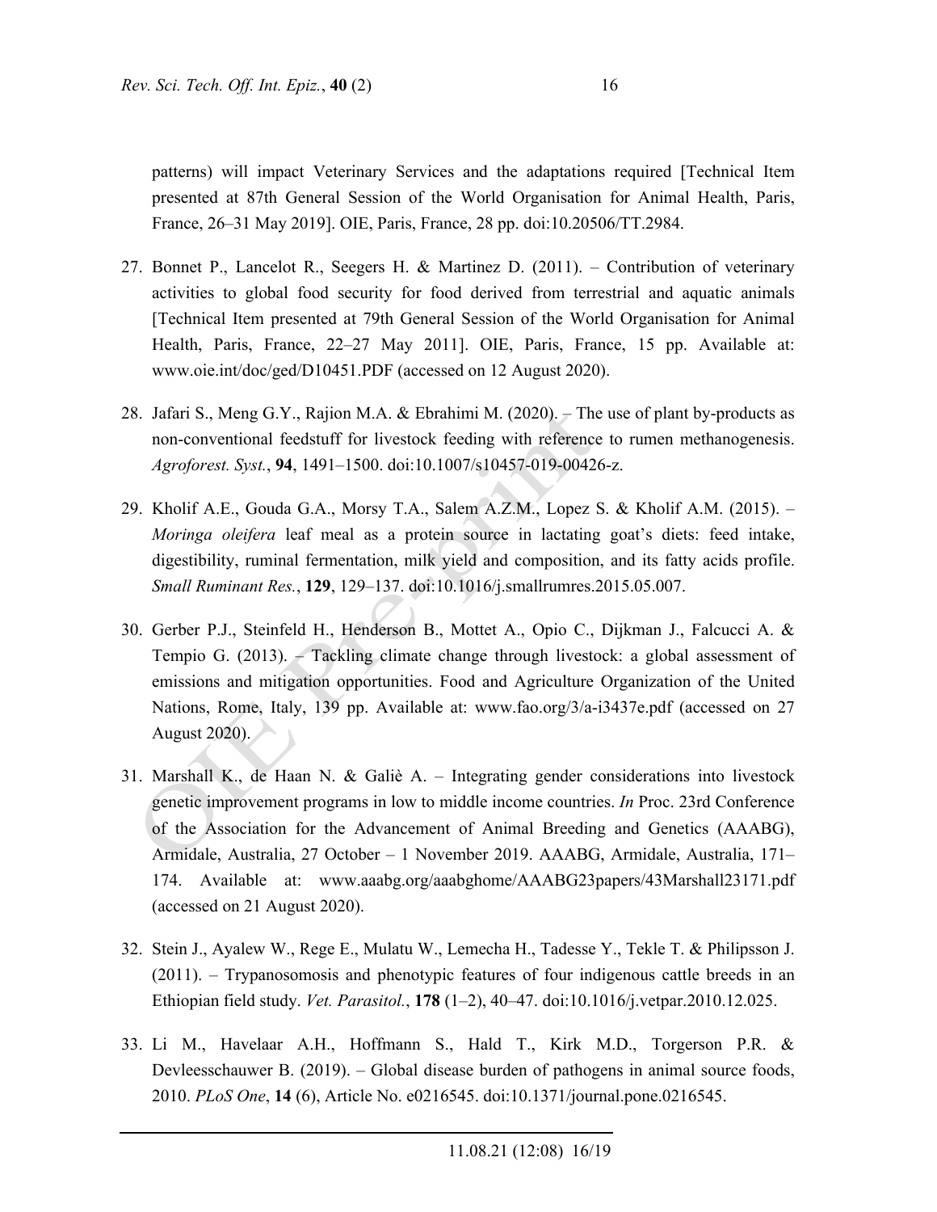patterns) will impact Veterinary Services and the adaptations required [Technical Item presented at 87th General Session of the World Organisation for Animal Health, Paris, France, 26–31 May 2019]. OIE, Paris, France, 28 pp. doi:10.20506/TT.2984.

27. Bonnet P., Lancelot R., Seegers H. & Martinez D. (2011). – Contribution of veterinary activities to global food security for food derived from terrestrial and aquatic animals [Technical Item presented at 79th General Session of the World Organisation for Animal Health, Paris, France, 22–27 May 2011]. OIE, Paris, France, 15 pp. Available at: www.oie.int/doc/ged/D10451.PDF (accessed on 12 August 2020).

28. Jafari S., Meng G.Y., Rajion M.A. & Ebrahimi M. (2020). – The use of plant by-products as non-conventional feedstuff for livestock feeding with reference to rumen methanogenesis. *Agroforest. Syst.*, **94**, 1491–1500. doi:10.1007/s10457-019-00426-z.

29. Kholif A.E., Gouda G.A., Morsy T.A., Salem A.Z.M., Lopez S. & Kholif A.M. (2015). – *Moringa oleifera* leaf meal as a protein source in lactating goat's diets: feed intake, digestibility, ruminal fermentation, milk yield and composition, and its fatty acids profile. *Small Ruminant Res.*, **129**, 129–137. doi:10.1016/j.smallrumres.2015.05.007.

30. Gerber P.J., Steinfeld H., Henderson B., Mottet A., Opio C., Dijkman J., Falcucci A. & Tempio G. (2013). – Tackling climate change through livestock: a global assessment of emissions and mitigation opportunities. Food and Agriculture Organization of the United Nations, Rome, Italy, 139 pp. Available at: www.fao.org/3/a-i3437e.pdf (accessed on 27 August 2020).

31. Marshall K., de Haan N. & Galiè A. – Integrating gender considerations into livestock genetic improvement programs in low to middle income countries. *In* Proc. 23rd Conference of the Association for the Advancement of Animal Breeding and Genetics (AAABG), Armidale, Australia, 27 October – 1 November 2019. AAABG, Armidale, Australia, 171–174. Available at: www.aaabg.org/aaabghome/AAABG23papers/43Marshall23171.pdf (accessed on 21 August 2020).

32. Stein J., Ayalew W., Rege E., Mulatu W., Lemecha H., Tadesse Y., Tekle T. & Philipsson J. (2011). – Trypanosomosis and phenotypic features of four indigenous cattle breeds in an Ethiopian field study. *Vet. Parasitol.*, **178** (1–2), 40–47. doi:10.1016/j.vetpar.2010.12.025.

33. Li M., Havelaar A.H., Hoffmann S., Hald T., Kirk M.D., Torgerson P.R. & Devleesschauwer B. (2019). – Global disease burden of pathogens in animal source foods, 2010. *PLoS One*, **14** (6), Article No. e0216545. doi:10.1371/journal.pone.0216545.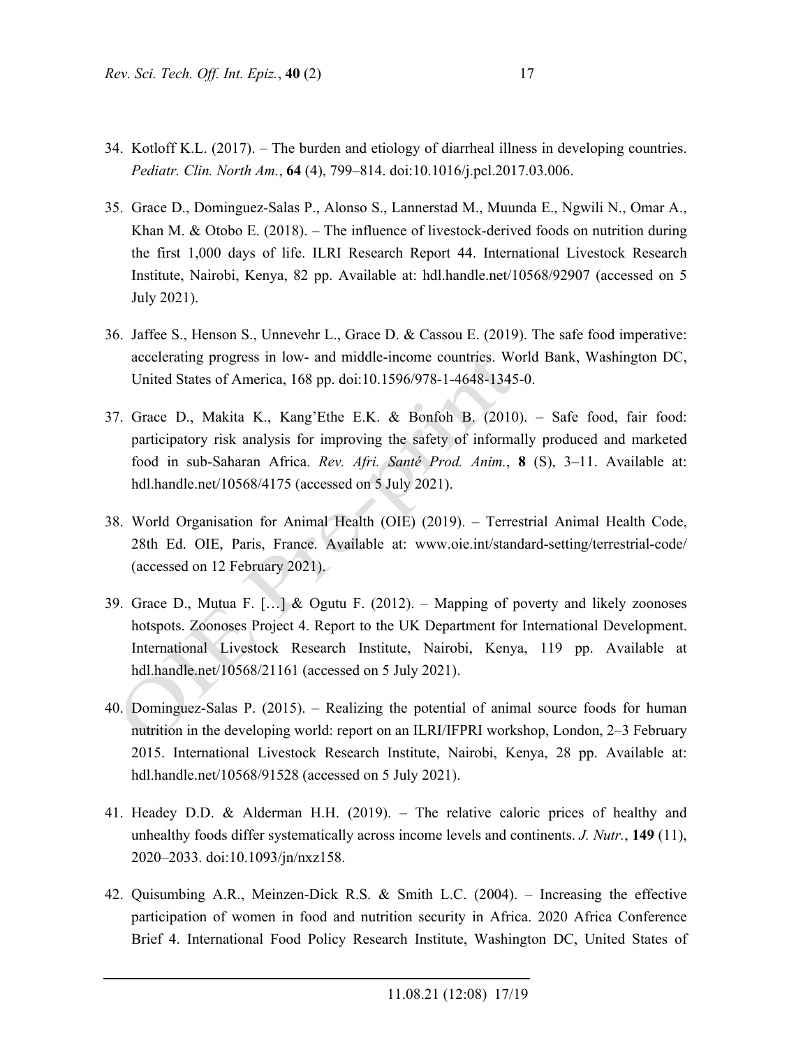34. Kotloff K.L. (2017). – The burden and etiology of diarrheal illness in developing countries. *Pediatr. Clin. North Am.*, **64** (4), 799–814. doi:10.1016/j.pcl.2017.03.006.

35. Grace D., Dominguez-Salas P., Alonso S., Lannerstad M., Muunda E., Ngwili N., Omar A., Khan M. & Otobo E. (2018). – The influence of livestock-derived foods on nutrition during the first 1,000 days of life. ILRI Research Report 44. International Livestock Research Institute, Nairobi, Kenya, 82 pp. Available at: hdl.handle.net/10568/92907 (accessed on 5 July 2021).

36. Jaffee S., Henson S., Unnevehr L., Grace D. & Cassou E. (2019). The safe food imperative: accelerating progress in low- and middle-income countries. World Bank, Washington DC, United States of America, 168 pp. doi:10.1596/978-1-4648-1345-0.

37. Grace D., Makita K., Kang'Ethe E.K. & Bonfoh B. (2010). – Safe food, fair food: participatory risk analysis for improving the safety of informally produced and marketed food in sub-Saharan Africa. *Rev. Afri. Santé Prod. Anim.*, **8** (S), 3–11. Available at: hdl.handle.net/10568/4175 (accessed on 5 July 2021).

38. World Organisation for Animal Health (OIE) (2019). – Terrestrial Animal Health Code, 28th Ed. OIE, Paris, France. Available at: www.oie.int/standard-setting/terrestrial-code/ (accessed on 12 February 2021).

39. Grace D., Mutua F. […] & Ogutu F. (2012). – Mapping of poverty and likely zoonoses hotspots. Zoonoses Project 4. Report to the UK Department for International Development. International Livestock Research Institute, Nairobi, Kenya, 119 pp. Available at hdl.handle.net/10568/21161 (accessed on 5 July 2021).

40. Dominguez-Salas P. (2015). – Realizing the potential of animal source foods for human nutrition in the developing world: report on an ILRI/IFPRI workshop, London, 2–3 February 2015. International Livestock Research Institute, Nairobi, Kenya, 28 pp. Available at: hdl.handle.net/10568/91528 (accessed on 5 July 2021).

41. Headey D.D. & Alderman H.H. (2019). – The relative caloric prices of healthy and unhealthy foods differ systematically across income levels and continents. *J. Nutr.*, **149** (11), 2020–2033. doi:10.1093/jn/nxz158.

42. Quisumbing A.R., Meinzen-Dick R.S. & Smith L.C. (2004). – Increasing the effective participation of women in food and nutrition security in Africa. 2020 Africa Conference Brief 4. International Food Policy Research Institute, Washington DC, United States of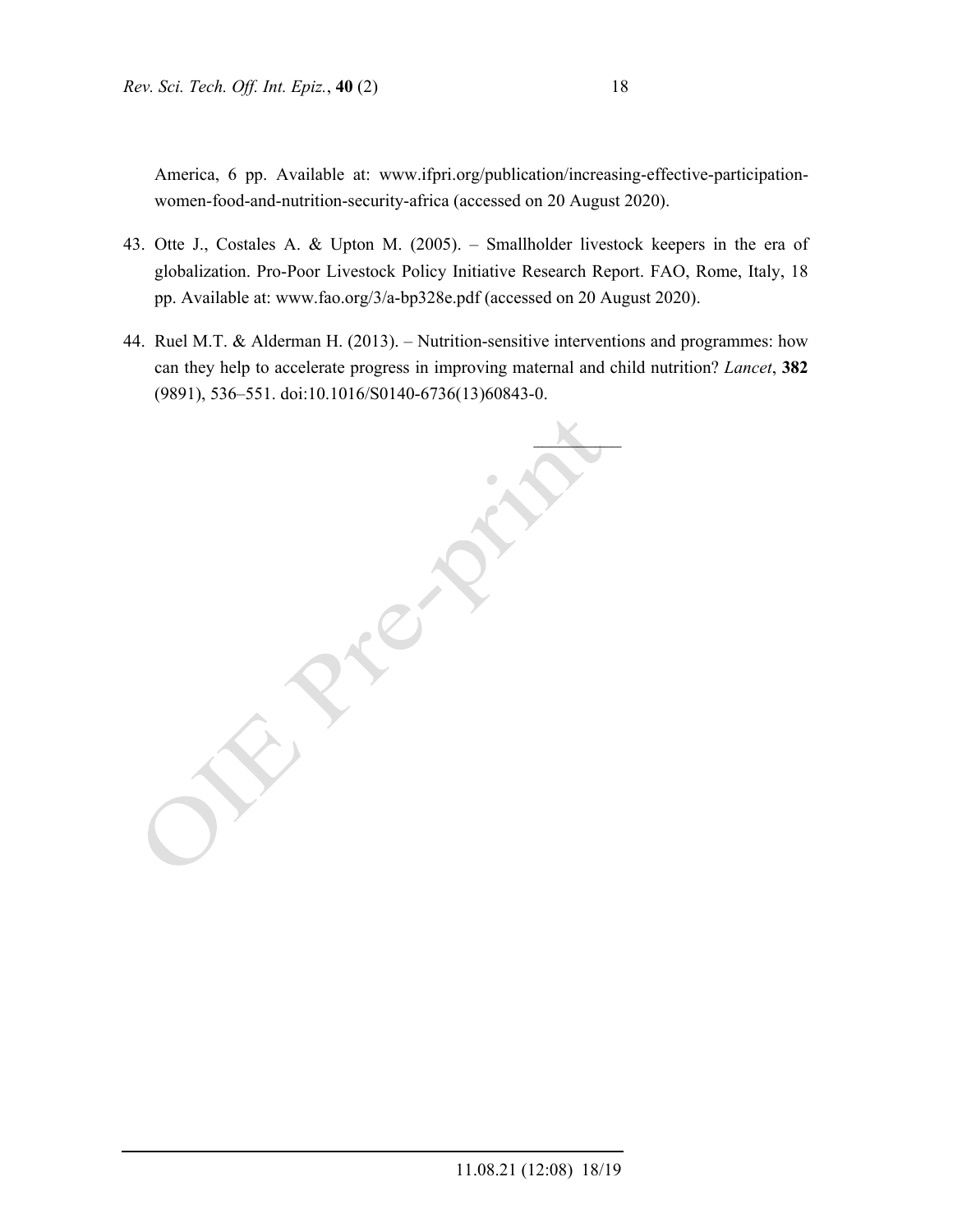America, 6 pp. Available at: www.ifpri.org/publication/increasing-effective-participation-women-food-and-nutrition-security-africa (accessed on 20 August 2020).

43. Otte J., Costales A. & Upton M. (2005). – Smallholder livestock keepers in the era of globalization. Pro-Poor Livestock Policy Initiative Research Report. FAO, Rome, Italy, 18 pp. Available at: www.fao.org/3/a-bp328e.pdf (accessed on 20 August 2020).

44. Ruel M.T. & Alderman H. (2013). – Nutrition-sensitive interventions and programmes: how can they help to accelerate progress in improving maternal and child nutrition? *Lancet*, **382** (9891), 536–551. doi:10.1016/S0140-6736(13)60843-0.

___________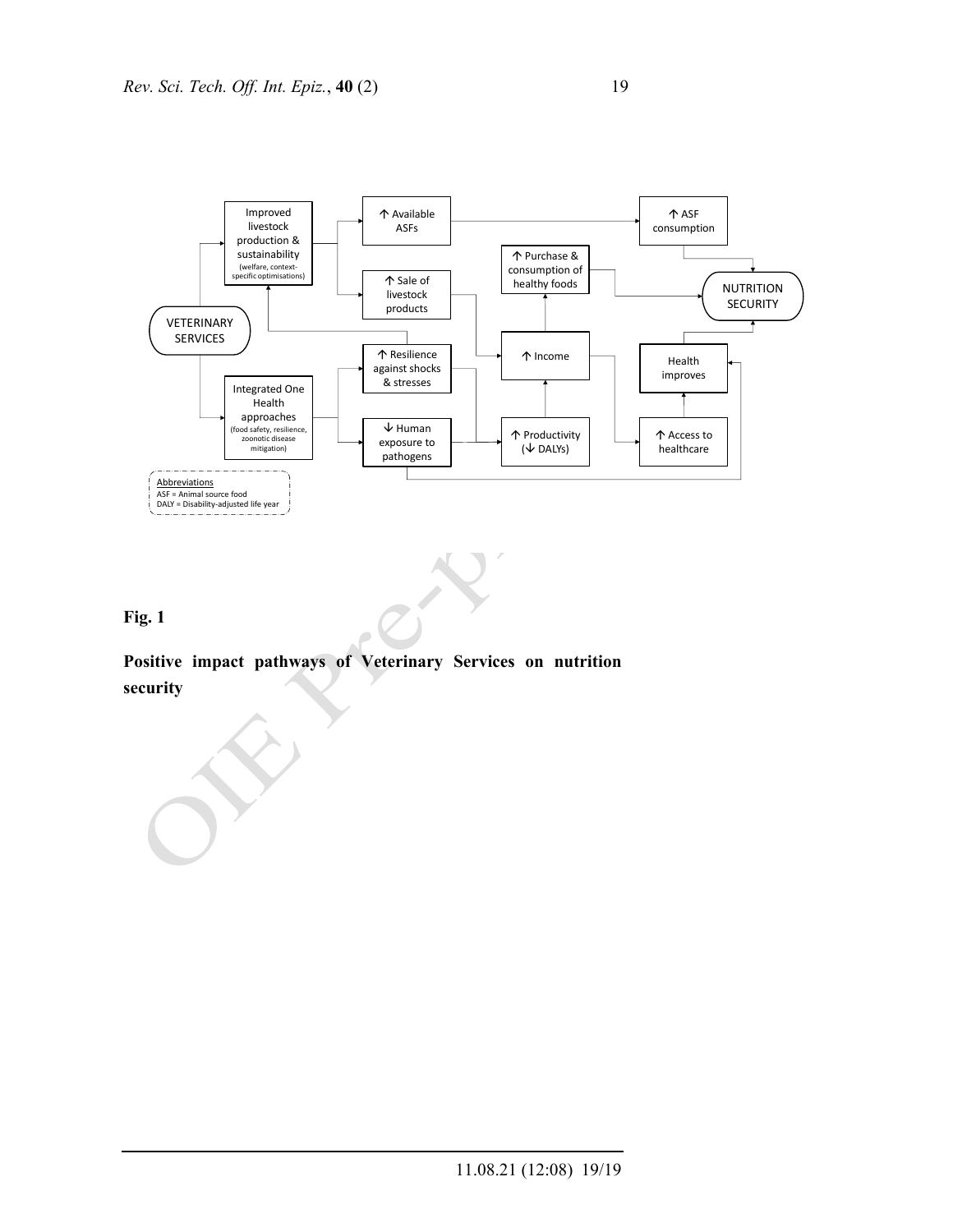VETERINARY SERVICES

Improved livestock production & sustainability (welfare, context-specific optimisations)

Integrated One Health approaches (food safety, resilience, zoonotic disease mitigation)

↑ Available ASFs

↑ Sale of livestock products

↑ Resilience against shocks & stresses

↓ Human exposure to pathogens

↑ Purchase & consumption of healthy foods

↑ Income

↑ Productivity (↓ DALYs)

↑ ASF consumption

Health improves

↑ Access to healthcare

NUTRITION SECURITY

Abbreviations
ASF = Animal source food
DALY = Disability-adjusted life year

**Fig. 1**

**Positive impact pathways of Veterinary Services on nutrition security**